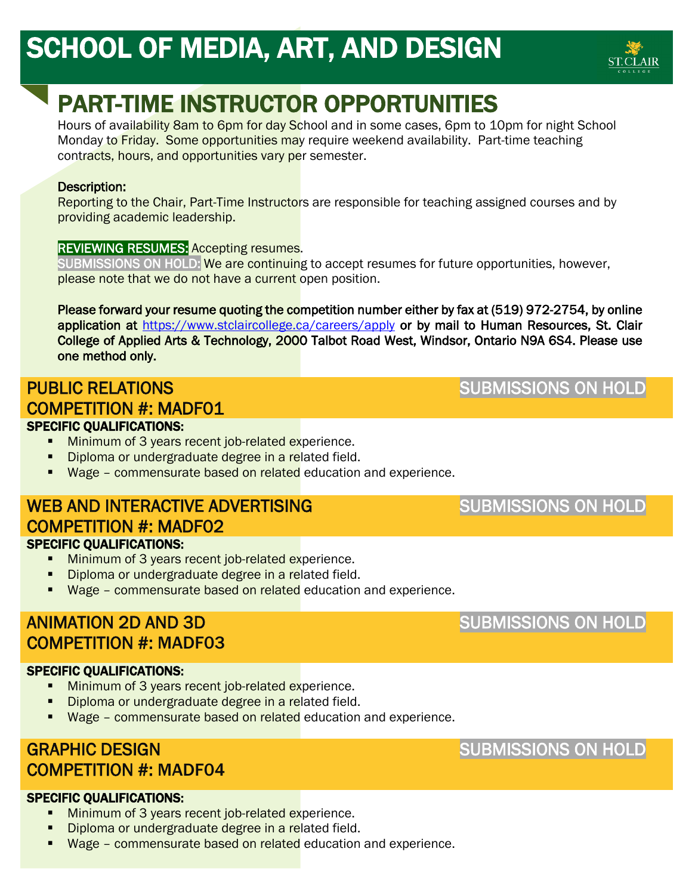# SCHOOL OF MEDIA, ART, AND DESIGN

ST. CLAIR COLLEGE

## PART-TIME INSTRUCTOR OPPORTUNITIES

Hours of availability 8am to 6pm for day School and in some cases, 6pm to 10pm for night School Monday to Friday. Some opportunities may require weekend availability. Part-time teaching contracts, hours, and opportunities vary per semester.

Description:
Reporting to the Chair, Part-Time Instructors are responsible for teaching assigned courses and by providing academic leadership.

REVIEWING RESUMES: Accepting resumes.
SUBMISSIONS ON HOLD: We are continuing to accept resumes for future opportunities, however, please note that we do not have a current open position.

**Please forward your resume quoting the competition number either by fax at (519) 972-2754, by online application at https://www.stclaircollege.ca/careers/apply or by mail to Human Resources, St. Clair College of Applied Arts & Technology, 2000 Talbot Road West, Windsor, Ontario N9A 6S4. Please use one method only.**

### PUBLIC RELATIONS — SUBMISSIONS ON HOLD
### COMPETITION #: MADF01

**SPECIFIC QUALIFICATIONS:**

- Minimum of 3 years recent job-related experience.
- Diploma or undergraduate degree in a related field.
- Wage – commensurate based on related education and experience.

### WEB AND INTERACTIVE ADVERTISING — SUBMISSIONS ON HOLD
### COMPETITION #: MADF02

**SPECIFIC QUALIFICATIONS:**

- Minimum of 3 years recent job-related experience.
- Diploma or undergraduate degree in a related field.
- Wage – commensurate based on related education and experience.

### ANIMATION 2D AND 3D — SUBMISSIONS ON HOLD
### COMPETITION #: MADF03

**SPECIFIC QUALIFICATIONS:**

- Minimum of 3 years recent job-related experience.
- Diploma or undergraduate degree in a related field.
- Wage – commensurate based on related education and experience.

### GRAPHIC DESIGN — SUBMISSIONS ON HOLD
### COMPETITION #: MADF04

**SPECIFIC QUALIFICATIONS:**

- Minimum of 3 years recent job-related experience.
- Diploma or undergraduate degree in a related field.
- Wage – commensurate based on related education and experience.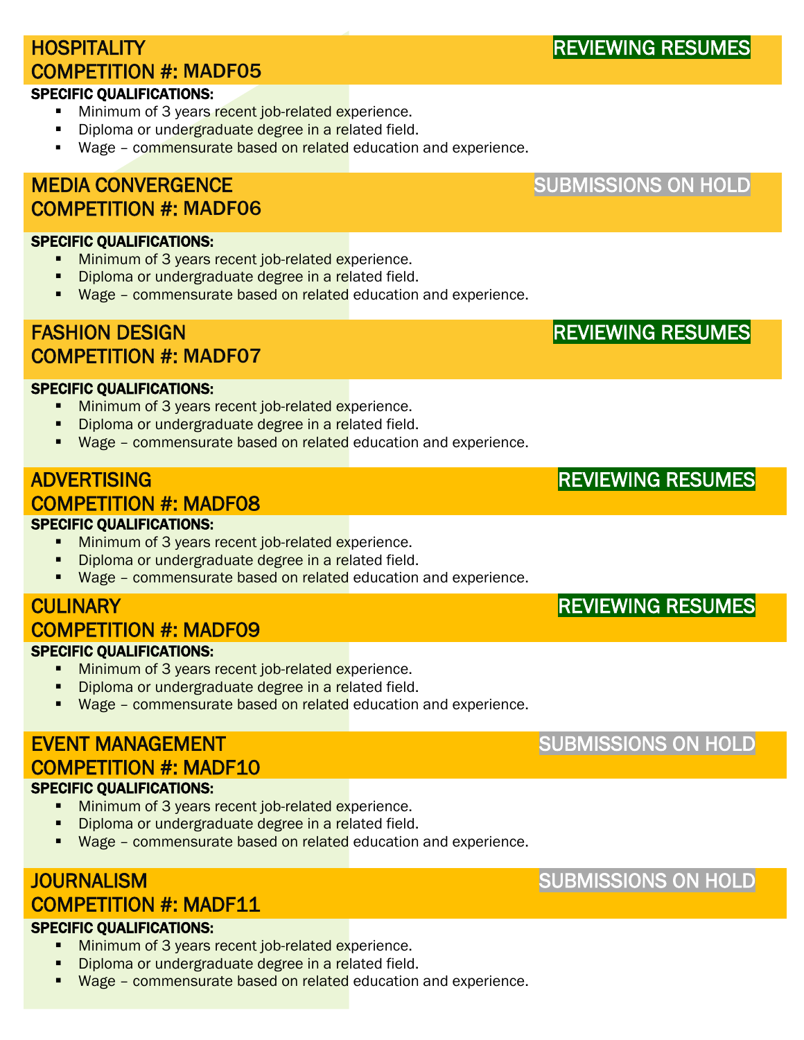## HOSPITALITY
## COMPETITION #: MADF05

REVIEWING RESUMES

**SPECIFIC QUALIFICATIONS:**

- Minimum of 3 years recent job-related experience.
- Diploma or undergraduate degree in a related field.
- Wage – commensurate based on related education and experience.

## MEDIA CONVERGENCE
## COMPETITION #: MADF06

SUBMISSIONS ON HOLD

**SPECIFIC QUALIFICATIONS:**

- Minimum of 3 years recent job-related experience.
- Diploma or undergraduate degree in a related field.
- Wage – commensurate based on related education and experience.

## FASHION DESIGN
## COMPETITION #: MADF07

REVIEWING RESUMES

**SPECIFIC QUALIFICATIONS:**

- Minimum of 3 years recent job-related experience.
- Diploma or undergraduate degree in a related field.
- Wage – commensurate based on related education and experience.

## ADVERTISING
## COMPETITION #: MADF08

REVIEWING RESUMES

**SPECIFIC QUALIFICATIONS:**

- Minimum of 3 years recent job-related experience.
- Diploma or undergraduate degree in a related field.
- Wage – commensurate based on related education and experience.

## CULINARY
## COMPETITION #: MADF09

REVIEWING RESUMES

**SPECIFIC QUALIFICATIONS:**

- Minimum of 3 years recent job-related experience.
- Diploma or undergraduate degree in a related field.
- Wage – commensurate based on related education and experience.

## EVENT MANAGEMENT
## COMPETITION #: MADF10

SUBMISSIONS ON HOLD

**SPECIFIC QUALIFICATIONS:**

- Minimum of 3 years recent job-related experience.
- Diploma or undergraduate degree in a related field.
- Wage – commensurate based on related education and experience.

## JOURNALISM
## COMPETITION #: MADF11

SUBMISSIONS ON HOLD

**SPECIFIC QUALIFICATIONS:**

- Minimum of 3 years recent job-related experience.
- Diploma or undergraduate degree in a related field.
- Wage – commensurate based on related education and experience.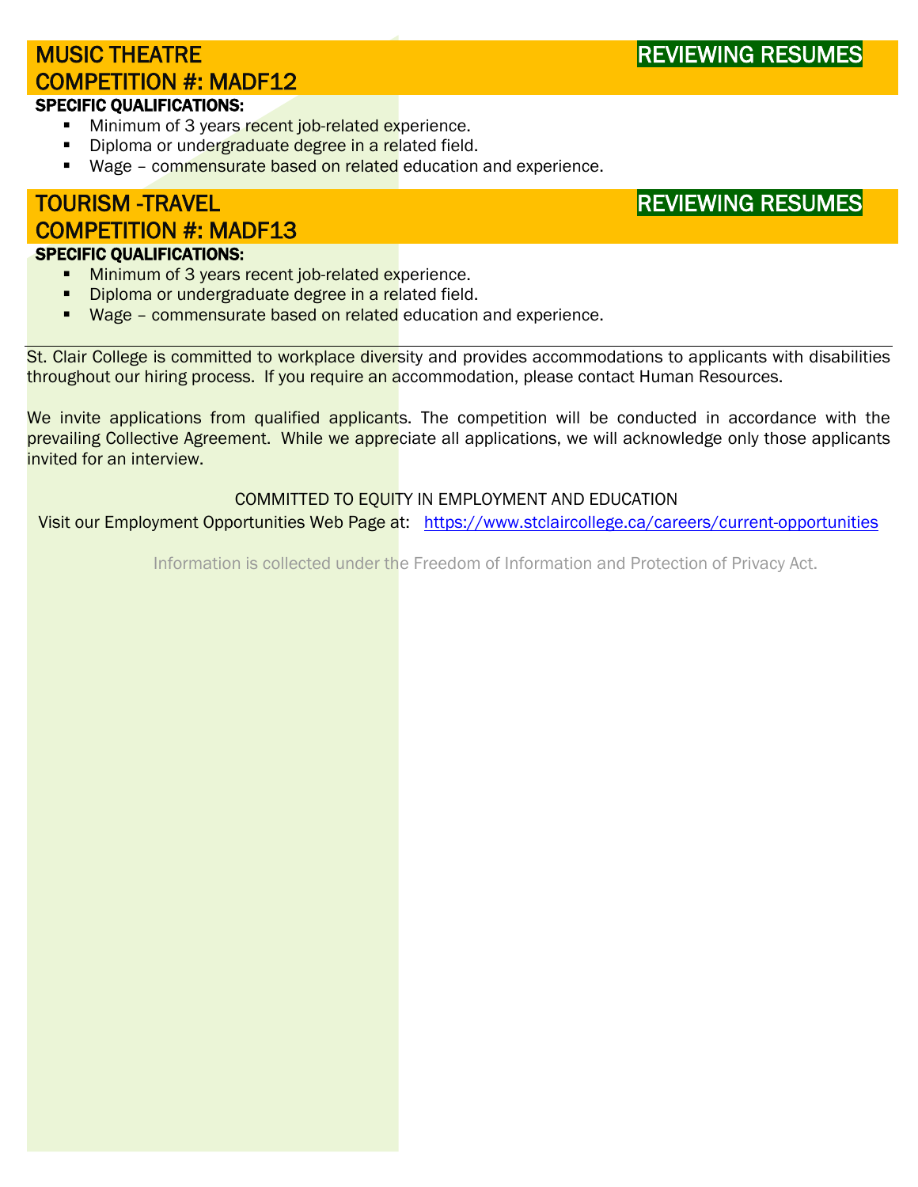## MUSIC THEATRE — REVIEWING RESUMES
## COMPETITION #: MADF12

**SPECIFIC QUALIFICATIONS:**

- Minimum of 3 years recent job-related experience.
- Diploma or undergraduate degree in a related field.
- Wage – commensurate based on related education and experience.

## TOURISM -TRAVEL — REVIEWING RESUMES
## COMPETITION #: MADF13

**SPECIFIC QUALIFICATIONS:**

- Minimum of 3 years recent job-related experience.
- Diploma or undergraduate degree in a related field.
- Wage – commensurate based on related education and experience.

---

St. Clair College is committed to workplace diversity and provides accommodations to applicants with disabilities throughout our hiring process. If you require an accommodation, please contact Human Resources.

We invite applications from qualified applicants. The competition will be conducted in accordance with the prevailing Collective Agreement. While we appreciate all applications, we will acknowledge only those applicants invited for an interview.

COMMITTED TO EQUITY IN EMPLOYMENT AND EDUCATION

Visit our Employment Opportunities Web Page at: https://www.stclaircollege.ca/careers/current-opportunities

Information is collected under the Freedom of Information and Protection of Privacy Act.